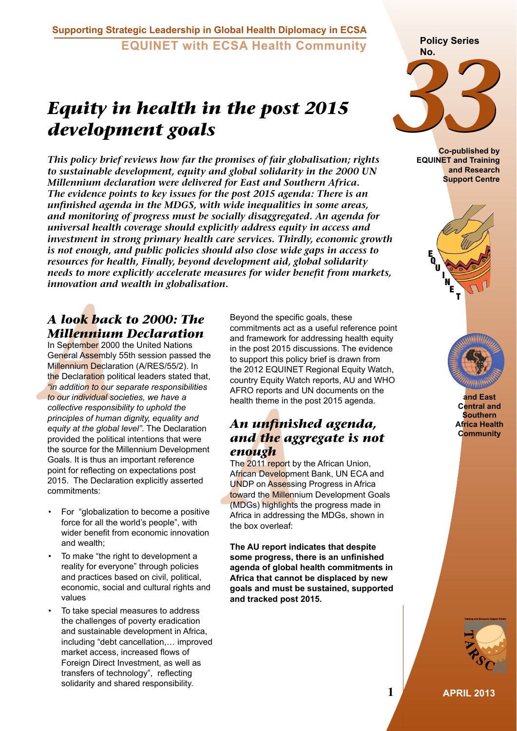Supporting Strategic Leadership in Global Health Diplomacy in ECSA

EQUINET with ECSA Health Community

Policy Series No. 33

Co-published by EQUINET and Training and Research Support Centre and East Central and Southern Africa Health Community

# *Equity in health in the post 2015 development goals*

***This policy brief reviews how far the promises of fair globalisation; rights to sustainable development, equity and global solidarity in the 2000 UN Millennium declaration were delivered for East and Southern Africa. The evidence points to key issues for the post 2015 agenda: There is an unfinished agenda in the MDGS, with wide inequalities in some areas, and monitoring of progress must be socially disaggregated. An agenda for universal health coverage should explicitly address equity in access and investment in strong primary health care services. Thirdly, economic growth is not enough, and public policies should also close wide gaps in access to resources for health, Finally, beyond development aid, global solidarity needs to more explicitly accelerate measures for wider benefit from markets, innovation and wealth in globalisation.***

## *A look back to 2000: The Millennium Declaration*

In September 2000 the United Nations General Assembly 55th session passed the Millennium Declaration (A/RES/55/2). In the Declaration political leaders stated that, *"in addition to our separate responsibilities to our individual societies, we have a collective responsibility to uphold the principles of human dignity, equality and equity at the global level".* The Declaration provided the political intentions that were the source for the Millennium Development Goals. It is thus an important reference point for reflecting on expectations post 2015. The Declaration explicitly asserted commitments:

- For "globalization to become a positive force for all the world's people", with wider benefit from economic innovation and wealth;
- To make "the right to development a reality for everyone" through policies and practices based on civil, political, economic, social and cultural rights and values
- To take special measures to address the challenges of poverty eradication and sustainable development in Africa, including "debt cancellation,… improved market access, increased flows of Foreign Direct Investment, as well as transfers of technology", reflecting solidarity and shared responsibility.

Beyond the specific goals, these commitments act as a useful reference point and framework for addressing health equity in the post 2015 discussions. The evidence to support this policy brief is drawn from the 2012 EQUINET Regional Equity Watch, country Equity Watch reports, AU and WHO AFRO reports and UN documents on the health theme in the post 2015 agenda.

## *An unfinished agenda, and the aggregate is not enough*

The 2011 report by the African Union, African Development Bank, UN ECA and UNDP on Assessing Progress in Africa toward the Millennium Development Goals (MDGs) highlights the progress made in Africa in addressing the MDGs, shown in the box overleaf:

**The AU report indicates that despite some progress, there is an unfinished agenda of global health commitments in Africa that cannot be displaced by new goals and must be sustained, supported and tracked post 2015.**

APRIL 2013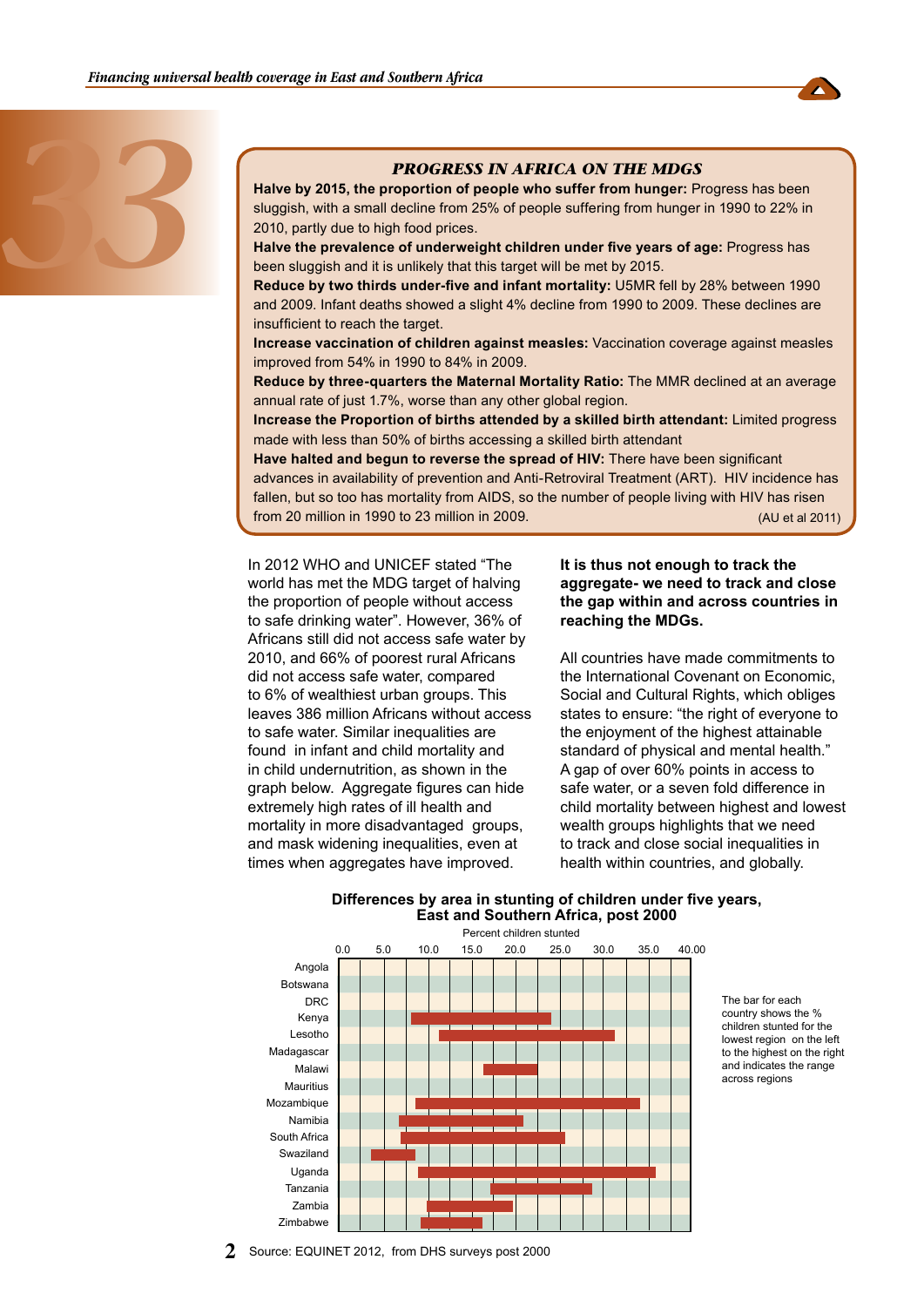## PROGRESS IN AFRICA ON THE MDGS

**Halve by 2015, the proportion of people who suffer from hunger:** Progress has been sluggish, with a small decline from 25% of people suffering from hunger in 1990 to 22% in 2010, partly due to high food prices.

**Halve the prevalence of underweight children under five years of age:** Progress has been sluggish and it is unlikely that this target will be met by 2015.

**Reduce by two thirds under-five and infant mortality:** U5MR fell by 28% between 1990 and 2009. Infant deaths showed a slight 4% decline from 1990 to 2009. These declines are insufficient to reach the target.

**Increase vaccination of children against measles:** Vaccination coverage against measles improved from 54% in 1990 to 84% in 2009.

**Reduce by three-quarters the Maternal Mortality Ratio:** The MMR declined at an average annual rate of just 1.7%, worse than any other global region.

**Increase the Proportion of births attended by a skilled birth attendant:** Limited progress made with less than 50% of births accessing a skilled birth attendant

**Have halted and begun to reverse the spread of HIV:** There have been significant advances in availability of prevention and Anti-Retroviral Treatment (ART). HIV incidence has fallen, but so too has mortality from AIDS, so the number of people living with HIV has risen from 20 million in 1990 to 23 million in 2009. (AU et al 2011)

In 2012 WHO and UNICEF stated "The world has met the MDG target of halving the proportion of people without access to safe drinking water". However, 36% of Africans still did not access safe water by 2010, and 66% of poorest rural Africans did not access safe water, compared to 6% of wealthiest urban groups. This leaves 386 million Africans without access to safe water. Similar inequalities are found in infant and child mortality and in child undernutrition, as shown in the graph below. Aggregate figures can hide extremely high rates of ill health and mortality in more disadvantaged groups, and mask widening inequalities, even at times when aggregates have improved.

**It is thus not enough to track the aggregate- we need to track and close the gap within and across countries in reaching the MDGs.**

All countries have made commitments to the International Covenant on Economic, Social and Cultural Rights, which obliges states to ensure: "the right of everyone to the enjoyment of the highest attainable standard of physical and mental health." A gap of over 60% points in access to safe water, or a seven fold difference in child mortality between highest and lowest wealth groups highlights that we need to track and close social inequalities in health within countries, and globally.

**Differences by area in stunting of children under five years, East and Southern Africa, post 2000**

The bar for each country shows the % children stunted for the lowest region on the left to the highest on the right and indicates the range across regions

Source: EQUINET 2012, from DHS surveys post 2000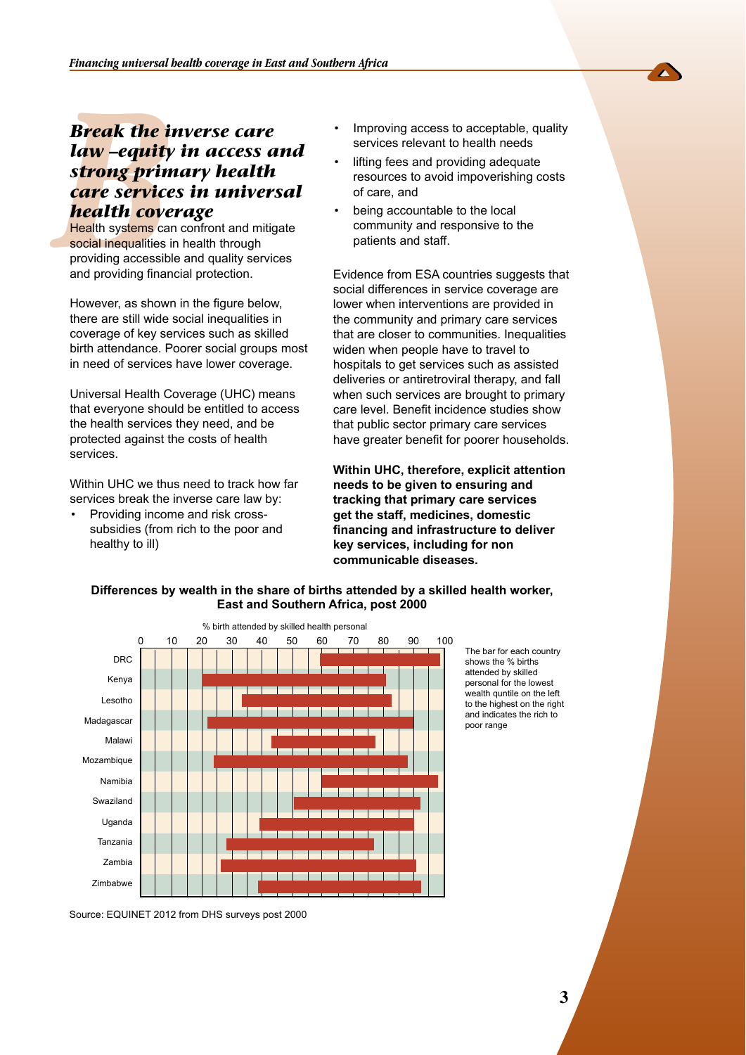## Break the inverse care law –equity in access and strong primary health care services in universal health coverage

Health systems can confront and mitigate social inequalities in health through providing accessible and quality services and providing financial protection.

However, as shown in the figure below, there are still wide social inequalities in coverage of key services such as skilled birth attendance. Poorer social groups most in need of services have lower coverage.

Universal Health Coverage (UHC) means that everyone should be entitled to access the health services they need, and be protected against the costs of health services.

Within UHC we thus need to track how far services break the inverse care law by:

- Providing income and risk cross-subsidies (from rich to the poor and healthy to ill)
- Improving access to acceptable, quality services relevant to health needs
- lifting fees and providing adequate resources to avoid impoverishing costs of care, and
- being accountable to the local community and responsive to the patients and staff.

Evidence from ESA countries suggests that social differences in service coverage are lower when interventions are provided in the community and primary care services that are closer to communities. Inequalities widen when people have to travel to hospitals to get services such as assisted deliveries or antiretroviral therapy, and fall when such services are brought to primary care level. Benefit incidence studies show that public sector primary care services have greater benefit for poorer households.

**Within UHC, therefore, explicit attention needs to be given to ensuring and tracking that primary care services get the staff, medicines, domestic financing and infrastructure to deliver key services, including for non communicable diseases.**

**Differences by wealth in the share of births attended by a skilled health worker, East and Southern Africa, post 2000**

% birth attended by skilled health personal

| Country | Lowest wealth quintile (approx. %) | Highest wealth quintile (approx. %) |
|---|---|---|
| DRC | 59 | 99 |
| Kenya | 20 | 81 |
| Lesotho | 33 | 83 |
| Madagascar | 22 | 90 |
| Malawi | 43 | 77 |
| Mozambique | 24 | 88 |
| Namibia | 60 | 98 |
| Swaziland | 51 | 92 |
| Uganda | 39 | 90 |
| Tanzania | 28 | 77 |
| Zambia | 26 | 91 |
| Zimbabwe | 39 | 93 |

The bar for each country shows the % births attended by skilled personal for the lowest wealth quntile on the left to the highest on the right and indicates the rich to poor range

Source: EQUINET 2012 from DHS surveys post 2000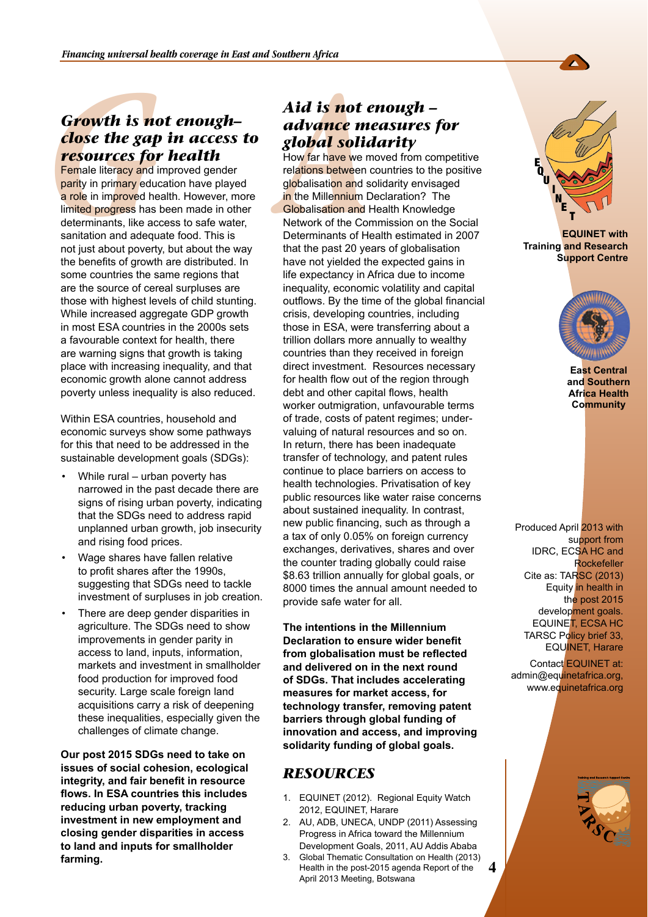## *Growth is not enough– close the gap in access to resources for health*

Female literacy and improved gender parity in primary education have played a role in improved health. However, more limited progress has been made in other determinants, like access to safe water, sanitation and adequate food. This is not just about poverty, but about the way the benefits of growth are distributed. In some countries the same regions that are the source of cereal surpluses are those with highest levels of child stunting. While increased aggregate GDP growth in most ESA countries in the 2000s sets a favourable context for health, there are warning signs that growth is taking place with increasing inequality, and that economic growth alone cannot address poverty unless inequality is also reduced.

Within ESA countries, household and economic surveys show some pathways for this that need to be addressed in the sustainable development goals (SDGs):

- While rural – urban poverty has narrowed in the past decade there are signs of rising urban poverty, indicating that the SDGs need to address rapid unplanned urban growth, job insecurity and rising food prices.
- Wage shares have fallen relative to profit shares after the 1990s, suggesting that SDGs need to tackle investment of surpluses in job creation.
- There are deep gender disparities in agriculture. The SDGs need to show improvements in gender parity in access to land, inputs, information, markets and investment in smallholder food production for improved food security. Large scale foreign land acquisitions carry a risk of deepening these inequalities, especially given the challenges of climate change.

**Our post 2015 SDGs need to take on issues of social cohesion, ecological integrity, and fair benefit in resource flows. In ESA countries this includes reducing urban poverty, tracking investment in new employment and closing gender disparities in access to land and inputs for smallholder farming.**

## *Aid is not enough – advance measures for global solidarity*

How far have we moved from competitive relations between countries to the positive globalisation and solidarity envisaged in the Millennium Declaration? The Globalisation and Health Knowledge Network of the Commission on the Social Determinants of Health estimated in 2007 that the past 20 years of globalisation have not yielded the expected gains in life expectancy in Africa due to income inequality, economic volatility and capital outflows. By the time of the global financial crisis, developing countries, including those in ESA, were transferring about a trillion dollars more annually to wealthy countries than they received in foreign direct investment. Resources necessary for health flow out of the region through debt and other capital flows, health worker outmigration, unfavourable terms of trade, costs of patent regimes; under-valuing of natural resources and so on. In return, there has been inadequate transfer of technology, and patent rules continue to place barriers on access to health technologies. Privatisation of key public resources like water raise concerns about sustained inequality. In contrast, new public financing, such as through a a tax of only 0.05% on foreign currency exchanges, derivatives, shares and over the counter trading globally could raise $8.63 trillion annually for global goals, or 8000 times the annual amount needed to provide safe water for all.

**The intentions in the Millennium Declaration to ensure wider benefit from globalisation must be reflected and delivered on in the next round of SDGs. That includes accelerating measures for market access, for technology transfer, removing patent barriers through global funding of innovation and access, and improving solidarity funding of global goals.**

## *RESOURCES*

1. EQUINET (2012). Regional Equity Watch 2012, EQUINET, Harare
2. AU, ADB, UNECA, UNDP (2011) Assessing Progress in Africa toward the Millennium Development Goals, 2011, AU Addis Ababa
3. Global Thematic Consultation on Health (2013) Health in the post-2015 agenda Report of the April 2013 Meeting, Botswana

EQUINET with Training and Research Support Centre

East Central and Southern Africa Health Community

Produced April 2013 with support from IDRC, ECSA HC and Rockefeller

Cite as: TARSC (2013) Equity in health in the post 2015 development goals. EQUINET, ECSA HC TARSC Policy brief 33, EQUINET, Harare

Contact EQUINET at: admin@equinetafrica.org, www.equinetafrica.org